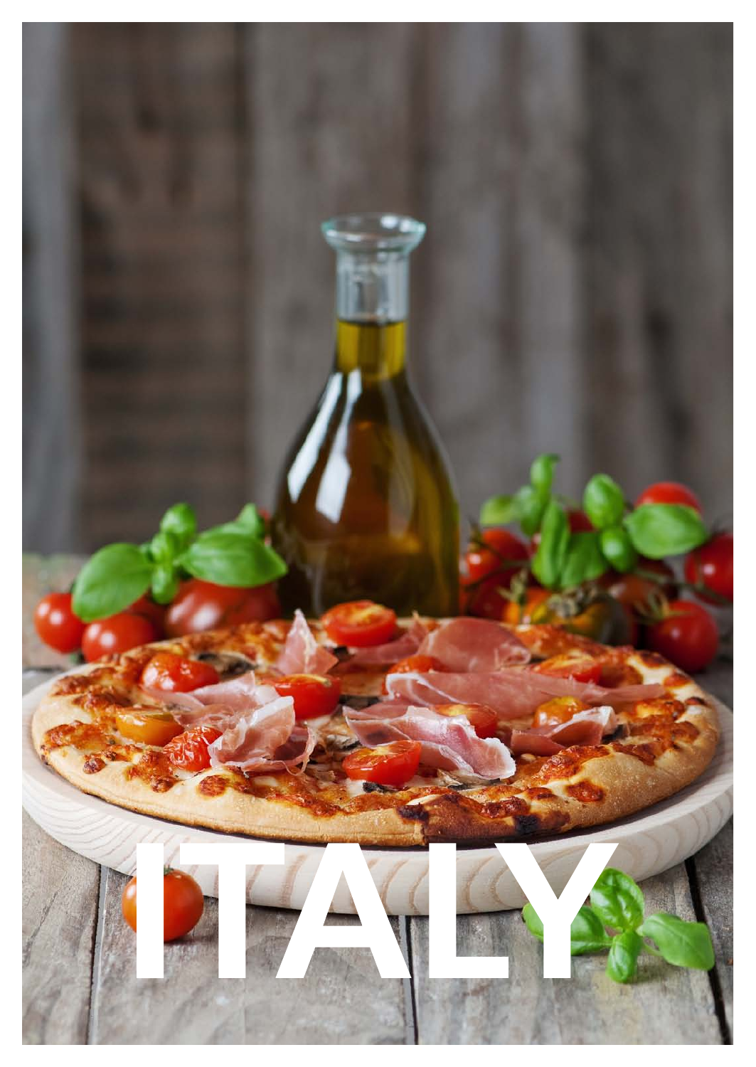# ITALY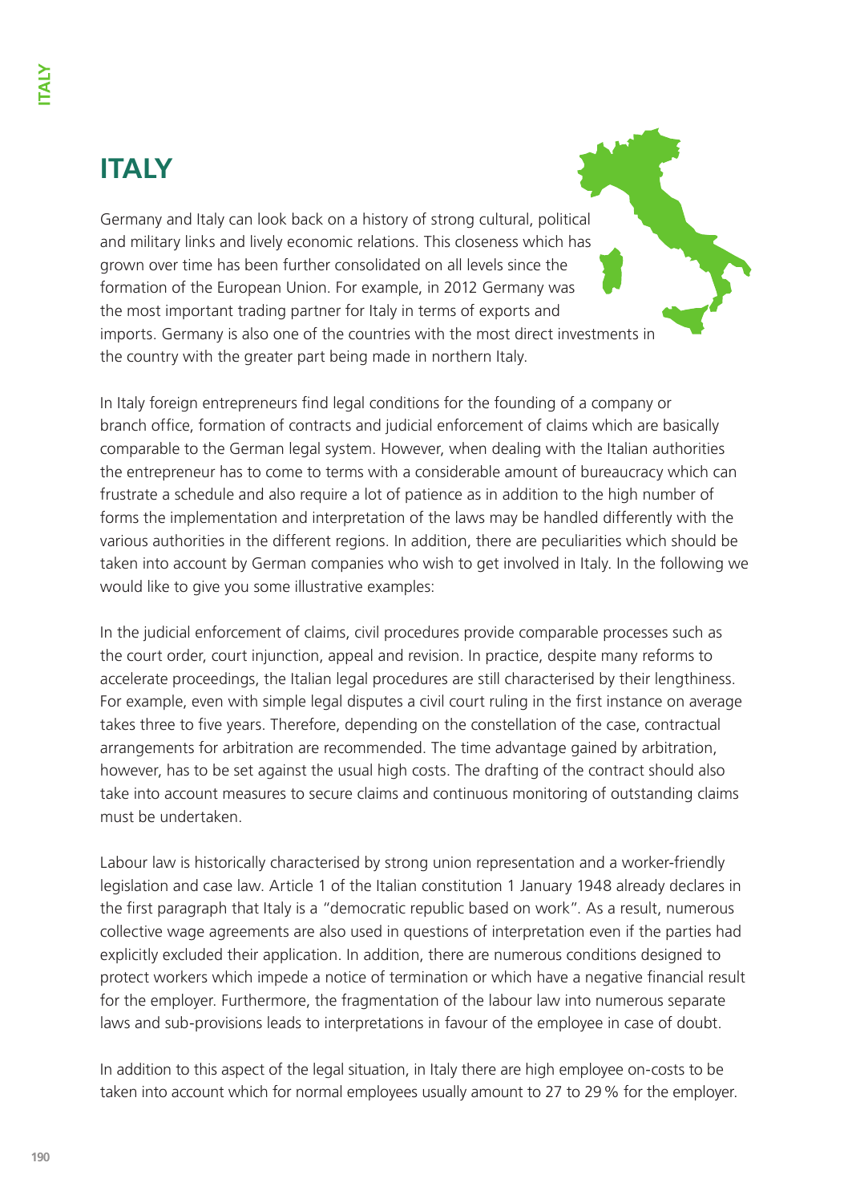# ITALY

Germany and Italy can look back on a history of strong cultural, political and military links and lively economic relations. This closeness which has grown over time has been further consolidated on all levels since the formation of the European Union. For example, in 2012 Germany was the most important trading partner for Italy in terms of exports and imports. Germany is also one of the countries with the most direct investments in the country with the greater part being made in northern Italy.

In Italy foreign entrepreneurs find legal conditions for the founding of a company or branch office, formation of contracts and judicial enforcement of claims which are basically comparable to the German legal system. However, when dealing with the Italian authorities the entrepreneur has to come to terms with a considerable amount of bureaucracy which can frustrate a schedule and also require a lot of patience as in addition to the high number of forms the implementation and interpretation of the laws may be handled differently with the various authorities in the different regions. In addition, there are peculiarities which should be taken into account by German companies who wish to get involved in Italy. In the following we would like to give you some illustrative examples:

In the judicial enforcement of claims, civil procedures provide comparable processes such as the court order, court injunction, appeal and revision. In practice, despite many reforms to accelerate proceedings, the Italian legal procedures are still characterised by their lengthiness. For example, even with simple legal disputes a civil court ruling in the first instance on average takes three to five years. Therefore, depending on the constellation of the case, contractual arrangements for arbitration are recommended. The time advantage gained by arbitration, however, has to be set against the usual high costs. The drafting of the contract should also take into account measures to secure claims and continuous monitoring of outstanding claims must be undertaken.

Labour law is historically characterised by strong union representation and a worker-friendly legislation and case law. Article 1 of the Italian constitution 1 January 1948 already declares in the first paragraph that Italy is a "democratic republic based on work". As a result, numerous collective wage agreements are also used in questions of interpretation even if the parties had explicitly excluded their application. In addition, there are numerous conditions designed to protect workers which impede a notice of termination or which have a negative financial result for the employer. Furthermore, the fragmentation of the labour law into numerous separate laws and sub-provisions leads to interpretations in favour of the employee in case of doubt.

In addition to this aspect of the legal situation, in Italy there are high employee on-costs to be taken into account which for normal employees usually amount to 27 to 29 % for the employer.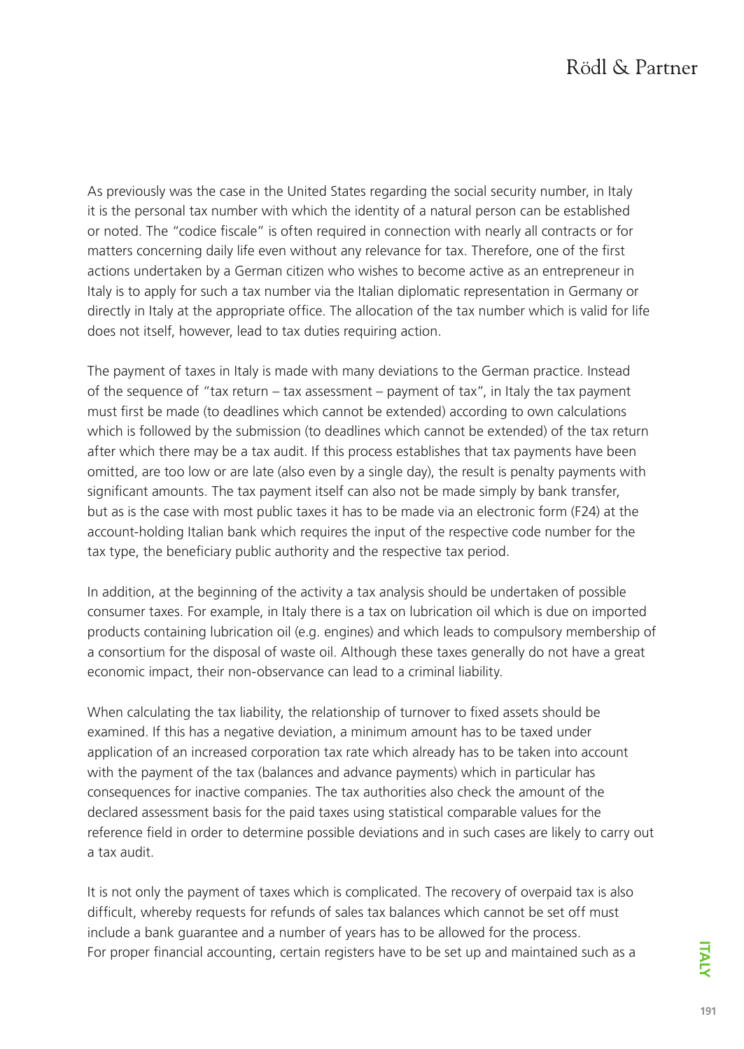As previously was the case in the United States regarding the social security number, in Italy it is the personal tax number with which the identity of a natural person can be established or noted. The "codice fiscale" is often required in connection with nearly all contracts or for matters concerning daily life even without any relevance for tax. Therefore, one of the first actions undertaken by a German citizen who wishes to become active as an entrepreneur in Italy is to apply for such a tax number via the Italian diplomatic representation in Germany or directly in Italy at the appropriate office. The allocation of the tax number which is valid for life does not itself, however, lead to tax duties requiring action.

The payment of taxes in Italy is made with many deviations to the German practice. Instead of the sequence of "tax return – tax assessment – payment of tax", in Italy the tax payment must first be made (to deadlines which cannot be extended) according to own calculations which is followed by the submission (to deadlines which cannot be extended) of the tax return after which there may be a tax audit. If this process establishes that tax payments have been omitted, are too low or are late (also even by a single day), the result is penalty payments with significant amounts. The tax payment itself can also not be made simply by bank transfer, but as is the case with most public taxes it has to be made via an electronic form (F24) at the account-holding Italian bank which requires the input of the respective code number for the tax type, the beneficiary public authority and the respective tax period.

In addition, at the beginning of the activity a tax analysis should be undertaken of possible consumer taxes. For example, in Italy there is a tax on lubrication oil which is due on imported products containing lubrication oil (e.g. engines) and which leads to compulsory membership of a consortium for the disposal of waste oil. Although these taxes generally do not have a great economic impact, their non-observance can lead to a criminal liability.

When calculating the tax liability, the relationship of turnover to fixed assets should be examined. If this has a negative deviation, a minimum amount has to be taxed under application of an increased corporation tax rate which already has to be taken into account with the payment of the tax (balances and advance payments) which in particular has consequences for inactive companies. The tax authorities also check the amount of the declared assessment basis for the paid taxes using statistical comparable values for the reference field in order to determine possible deviations and in such cases are likely to carry out a tax audit.

It is not only the payment of taxes which is complicated. The recovery of overpaid tax is also difficult, whereby requests for refunds of sales tax balances which cannot be set off must include a bank guarantee and a number of years has to be allowed for the process. For proper financial accounting, certain registers have to be set up and maintained such as a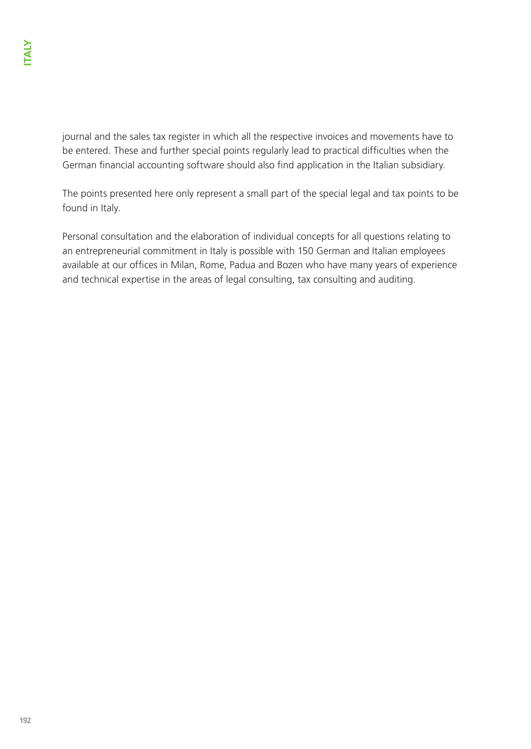journal and the sales tax register in which all the respective invoices and movements have to be entered. These and further special points regularly lead to practical difficulties when the German financial accounting software should also find application in the Italian subsidiary.

The points presented here only represent a small part of the special legal and tax points to be found in Italy.

Personal consultation and the elaboration of individual concepts for all questions relating to an entrepreneurial commitment in Italy is possible with 150 German and Italian employees available at our offices in Milan, Rome, Padua and Bozen who have many years of experience and technical expertise in the areas of legal consulting, tax consulting and auditing.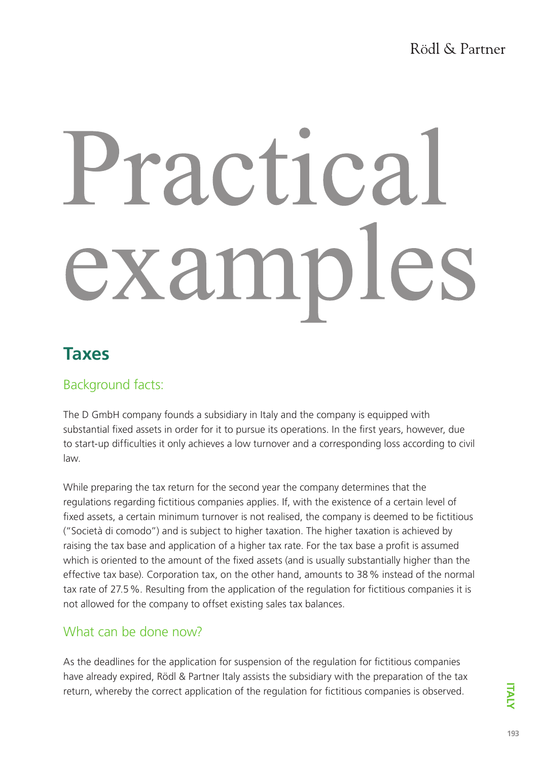# Practical examples

## Taxes

### Background facts:

The D GmbH company founds a subsidiary in Italy and the company is equipped with substantial fixed assets in order for it to pursue its operations. In the first years, however, due to start-up difficulties it only achieves a low turnover and a corresponding loss according to civil law.

While preparing the tax return for the second year the company determines that the regulations regarding fictitious companies applies. If, with the existence of a certain level of fixed assets, a certain minimum turnover is not realised, the company is deemed to be fictitious ("Società di comodo") and is subject to higher taxation. The higher taxation is achieved by raising the tax base and application of a higher tax rate. For the tax base a profit is assumed which is oriented to the amount of the fixed assets (and is usually substantially higher than the effective tax base). Corporation tax, on the other hand, amounts to 38 % instead of the normal tax rate of 27.5 %. Resulting from the application of the regulation for fictitious companies it is not allowed for the company to offset existing sales tax balances.

### What can be done now?

As the deadlines for the application for suspension of the regulation for fictitious companies have already expired, Rödl & Partner Italy assists the subsidiary with the preparation of the tax return, whereby the correct application of the regulation for fictitious companies is observed.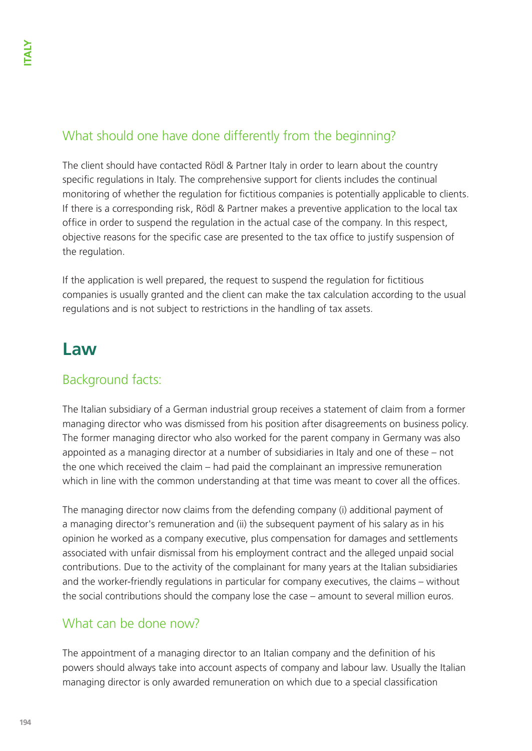### What should one have done differently from the beginning?

The client should have contacted Rödl & Partner Italy in order to learn about the country specific regulations in Italy. The comprehensive support for clients includes the continual monitoring of whether the regulation for fictitious companies is potentially applicable to clients. If there is a corresponding risk, Rödl & Partner makes a preventive application to the local tax office in order to suspend the regulation in the actual case of the company. In this respect, objective reasons for the specific case are presented to the tax office to justify suspension of the regulation.

If the application is well prepared, the request to suspend the regulation for fictitious companies is usually granted and the client can make the tax calculation according to the usual regulations and is not subject to restrictions in the handling of tax assets.

## Law

### Background facts:

The Italian subsidiary of a German industrial group receives a statement of claim from a former managing director who was dismissed from his position after disagreements on business policy. The former managing director who also worked for the parent company in Germany was also appointed as a managing director at a number of subsidiaries in Italy and one of these – not the one which received the claim – had paid the complainant an impressive remuneration which in line with the common understanding at that time was meant to cover all the offices.

The managing director now claims from the defending company (i) additional payment of a managing director's remuneration and (ii) the subsequent payment of his salary as in his opinion he worked as a company executive, plus compensation for damages and settlements associated with unfair dismissal from his employment contract and the alleged unpaid social contributions. Due to the activity of the complainant for many years at the Italian subsidiaries and the worker-friendly regulations in particular for company executives, the claims – without the social contributions should the company lose the case – amount to several million euros.

### What can be done now?

The appointment of a managing director to an Italian company and the definition of his powers should always take into account aspects of company and labour law. Usually the Italian managing director is only awarded remuneration on which due to a special classification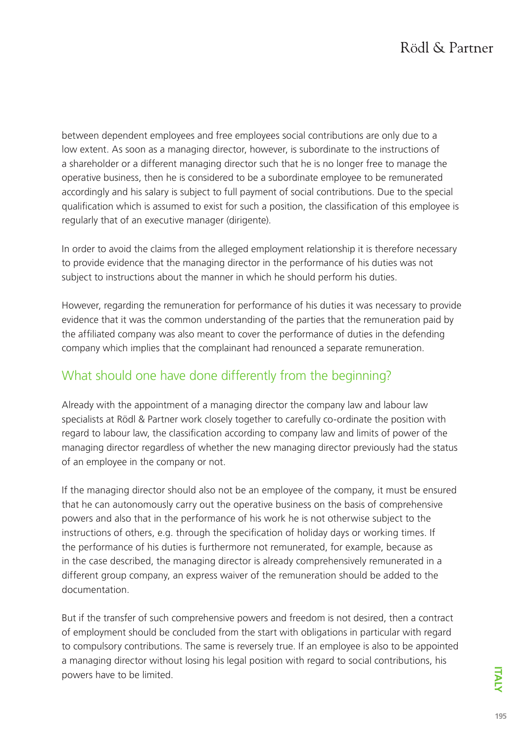between dependent employees and free employees social contributions are only due to a low extent. As soon as a managing director, however, is subordinate to the instructions of a shareholder or a different managing director such that he is no longer free to manage the operative business, then he is considered to be a subordinate employee to be remunerated accordingly and his salary is subject to full payment of social contributions. Due to the special qualification which is assumed to exist for such a position, the classification of this employee is regularly that of an executive manager (dirigente).

In order to avoid the claims from the alleged employment relationship it is therefore necessary to provide evidence that the managing director in the performance of his duties was not subject to instructions about the manner in which he should perform his duties.

However, regarding the remuneration for performance of his duties it was necessary to provide evidence that it was the common understanding of the parties that the remuneration paid by the affiliated company was also meant to cover the performance of duties in the defending company which implies that the complainant had renounced a separate remuneration.

## What should one have done differently from the beginning?

Already with the appointment of a managing director the company law and labour law specialists at Rödl & Partner work closely together to carefully co-ordinate the position with regard to labour law, the classification according to company law and limits of power of the managing director regardless of whether the new managing director previously had the status of an employee in the company or not.

If the managing director should also not be an employee of the company, it must be ensured that he can autonomously carry out the operative business on the basis of comprehensive powers and also that in the performance of his work he is not otherwise subject to the instructions of others, e.g. through the specification of holiday days or working times. If the performance of his duties is furthermore not remunerated, for example, because as in the case described, the managing director is already comprehensively remunerated in a different group company, an express waiver of the remuneration should be added to the documentation.

But if the transfer of such comprehensive powers and freedom is not desired, then a contract of employment should be concluded from the start with obligations in particular with regard to compulsory contributions. The same is reversely true. If an employee is also to be appointed a managing director without losing his legal position with regard to social contributions, his powers have to be limited.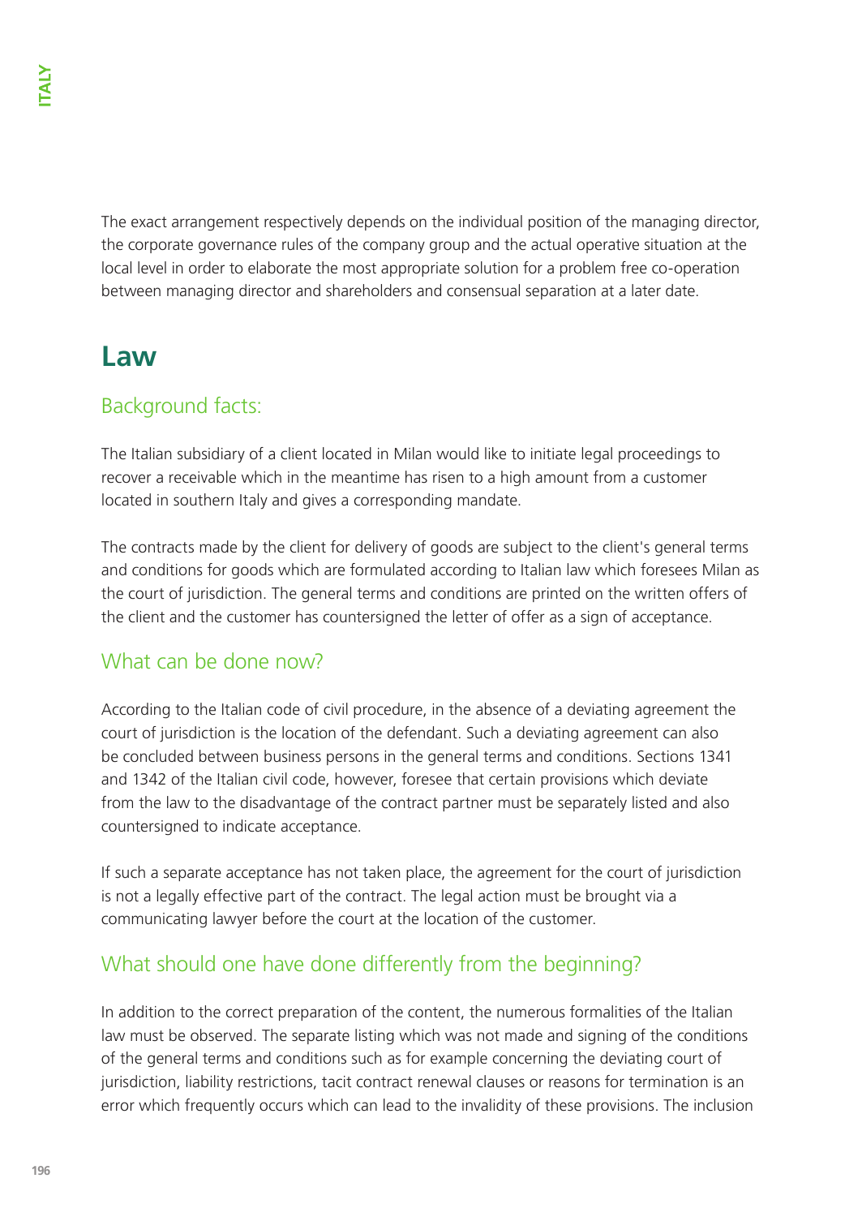The exact arrangement respectively depends on the individual position of the managing director, the corporate governance rules of the company group and the actual operative situation at the local level in order to elaborate the most appropriate solution for a problem free co-operation between managing director and shareholders and consensual separation at a later date.

# Law

## Background facts:

The Italian subsidiary of a client located in Milan would like to initiate legal proceedings to recover a receivable which in the meantime has risen to a high amount from a customer located in southern Italy and gives a corresponding mandate.

The contracts made by the client for delivery of goods are subject to the client's general terms and conditions for goods which are formulated according to Italian law which foresees Milan as the court of jurisdiction. The general terms and conditions are printed on the written offers of the client and the customer has countersigned the letter of offer as a sign of acceptance.

## What can be done now?

According to the Italian code of civil procedure, in the absence of a deviating agreement the court of jurisdiction is the location of the defendant. Such a deviating agreement can also be concluded between business persons in the general terms and conditions. Sections 1341 and 1342 of the Italian civil code, however, foresee that certain provisions which deviate from the law to the disadvantage of the contract partner must be separately listed and also countersigned to indicate acceptance.

If such a separate acceptance has not taken place, the agreement for the court of jurisdiction is not a legally effective part of the contract. The legal action must be brought via a communicating lawyer before the court at the location of the customer.

## What should one have done differently from the beginning?

In addition to the correct preparation of the content, the numerous formalities of the Italian law must be observed. The separate listing which was not made and signing of the conditions of the general terms and conditions such as for example concerning the deviating court of jurisdiction, liability restrictions, tacit contract renewal clauses or reasons for termination is an error which frequently occurs which can lead to the invalidity of these provisions. The inclusion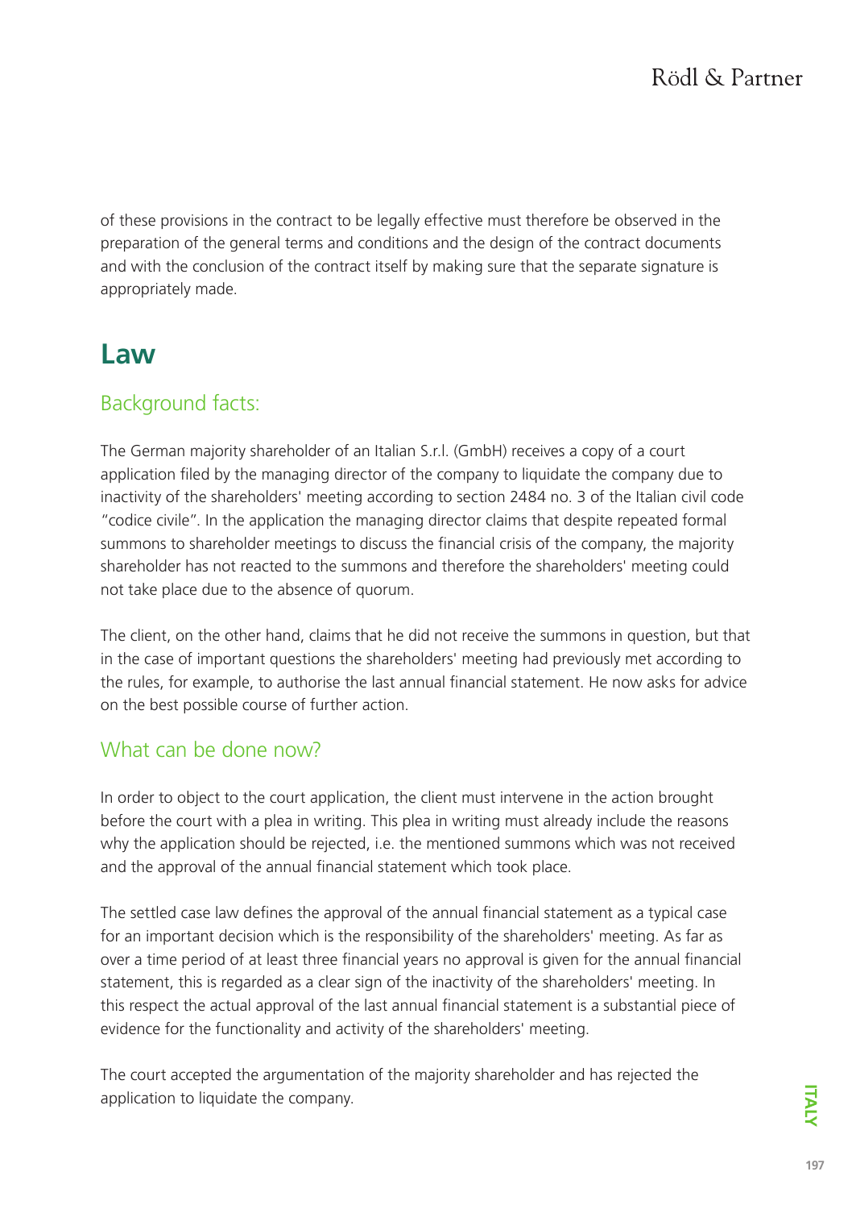of these provisions in the contract to be legally effective must therefore be observed in the preparation of the general terms and conditions and the design of the contract documents and with the conclusion of the contract itself by making sure that the separate signature is appropriately made.

## Law

### Background facts:

The German majority shareholder of an Italian S.r.l. (GmbH) receives a copy of a court application filed by the managing director of the company to liquidate the company due to inactivity of the shareholders' meeting according to section 2484 no. 3 of the Italian civil code "codice civile". In the application the managing director claims that despite repeated formal summons to shareholder meetings to discuss the financial crisis of the company, the majority shareholder has not reacted to the summons and therefore the shareholders' meeting could not take place due to the absence of quorum.

The client, on the other hand, claims that he did not receive the summons in question, but that in the case of important questions the shareholders' meeting had previously met according to the rules, for example, to authorise the last annual financial statement. He now asks for advice on the best possible course of further action.

### What can be done now?

In order to object to the court application, the client must intervene in the action brought before the court with a plea in writing. This plea in writing must already include the reasons why the application should be rejected, i.e. the mentioned summons which was not received and the approval of the annual financial statement which took place.

The settled case law defines the approval of the annual financial statement as a typical case for an important decision which is the responsibility of the shareholders' meeting. As far as over a time period of at least three financial years no approval is given for the annual financial statement, this is regarded as a clear sign of the inactivity of the shareholders' meeting. In this respect the actual approval of the last annual financial statement is a substantial piece of evidence for the functionality and activity of the shareholders' meeting.

The court accepted the argumentation of the majority shareholder and has rejected the application to liquidate the company.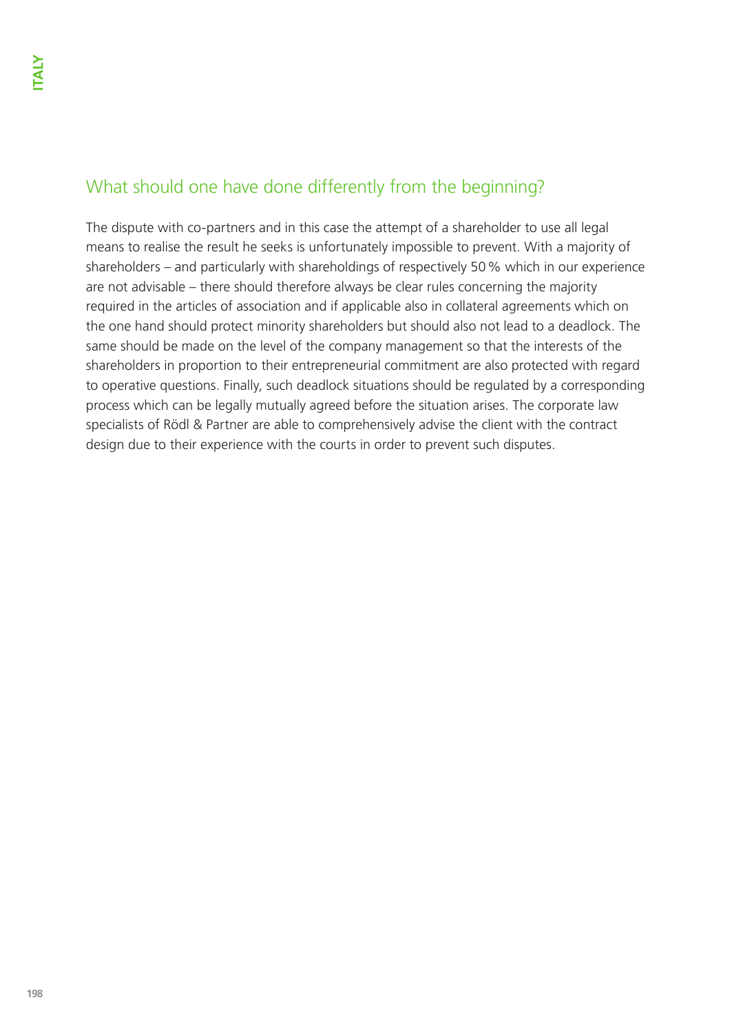## What should one have done differently from the beginning?

The dispute with co-partners and in this case the attempt of a shareholder to use all legal means to realise the result he seeks is unfortunately impossible to prevent. With a majority of shareholders – and particularly with shareholdings of respectively 50 % which in our experience are not advisable – there should therefore always be clear rules concerning the majority required in the articles of association and if applicable also in collateral agreements which on the one hand should protect minority shareholders but should also not lead to a deadlock. The same should be made on the level of the company management so that the interests of the shareholders in proportion to their entrepreneurial commitment are also protected with regard to operative questions. Finally, such deadlock situations should be regulated by a corresponding process which can be legally mutually agreed before the situation arises. The corporate law specialists of Rödl & Partner are able to comprehensively advise the client with the contract design due to their experience with the courts in order to prevent such disputes.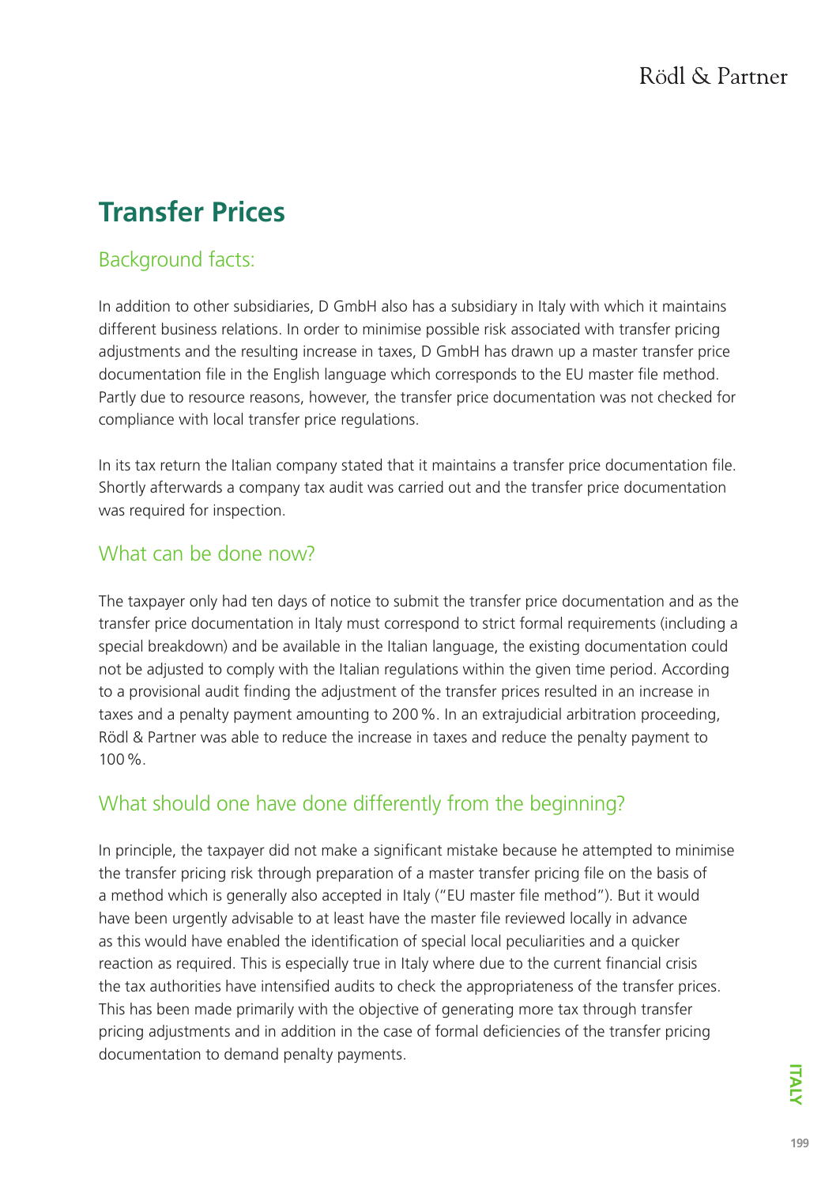# Transfer Prices

## Background facts:

In addition to other subsidiaries, D GmbH also has a subsidiary in Italy with which it maintains different business relations. In order to minimise possible risk associated with transfer pricing adjustments and the resulting increase in taxes, D GmbH has drawn up a master transfer price documentation file in the English language which corresponds to the EU master file method. Partly due to resource reasons, however, the transfer price documentation was not checked for compliance with local transfer price regulations.

In its tax return the Italian company stated that it maintains a transfer price documentation file. Shortly afterwards a company tax audit was carried out and the transfer price documentation was required for inspection.

## What can be done now?

The taxpayer only had ten days of notice to submit the transfer price documentation and as the transfer price documentation in Italy must correspond to strict formal requirements (including a special breakdown) and be available in the Italian language, the existing documentation could not be adjusted to comply with the Italian regulations within the given time period. According to a provisional audit finding the adjustment of the transfer prices resulted in an increase in taxes and a penalty payment amounting to 200 %. In an extrajudicial arbitration proceeding, Rödl & Partner was able to reduce the increase in taxes and reduce the penalty payment to 100 %.

## What should one have done differently from the beginning?

In principle, the taxpayer did not make a significant mistake because he attempted to minimise the transfer pricing risk through preparation of a master transfer pricing file on the basis of a method which is generally also accepted in Italy ("EU master file method"). But it would have been urgently advisable to at least have the master file reviewed locally in advance as this would have enabled the identification of special local peculiarities and a quicker reaction as required. This is especially true in Italy where due to the current financial crisis the tax authorities have intensified audits to check the appropriateness of the transfer prices. This has been made primarily with the objective of generating more tax through transfer pricing adjustments and in addition in the case of formal deficiencies of the transfer pricing documentation to demand penalty payments.